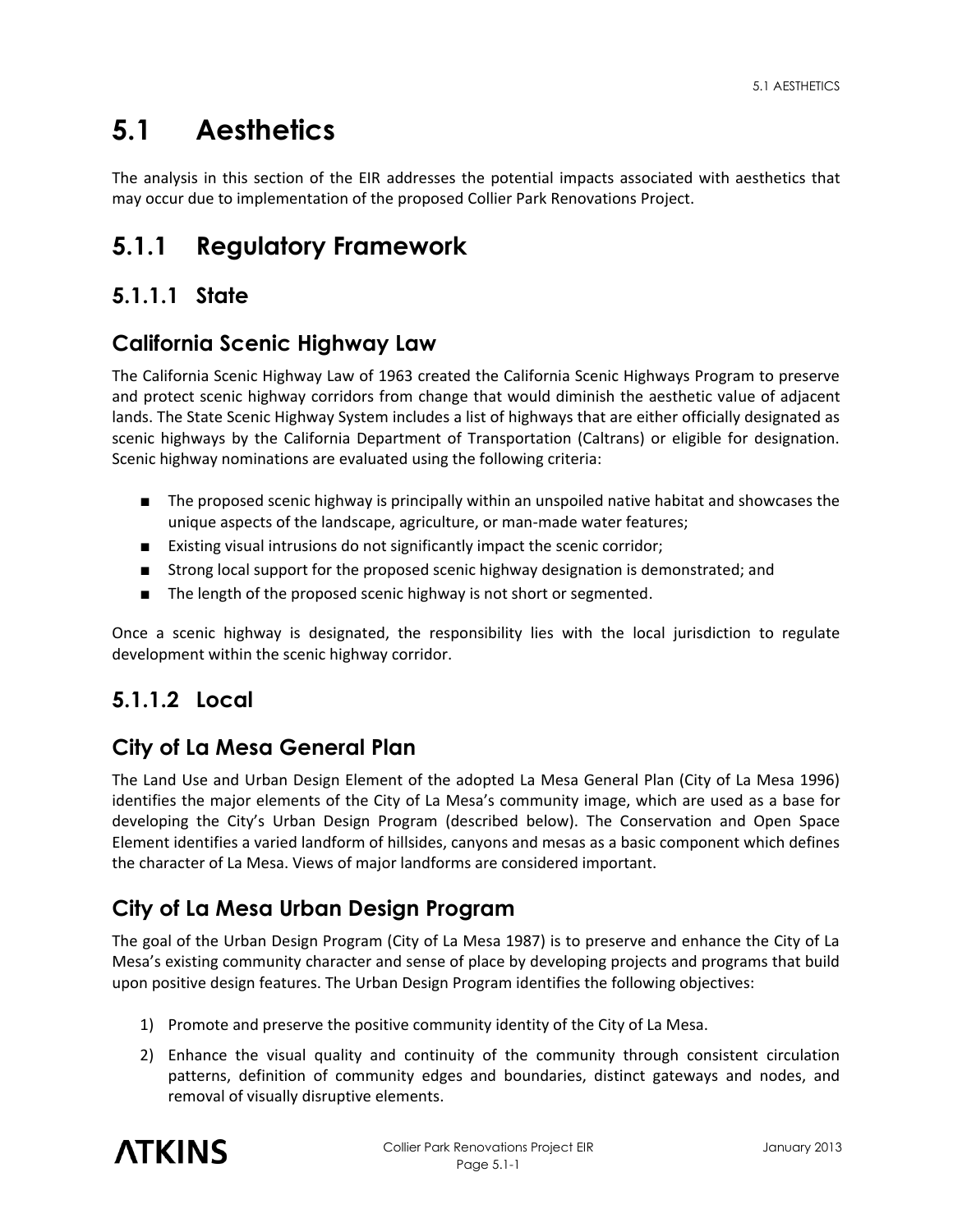# 5.1 Aesthetics

The analysis in this section of the EIR addresses the potential impacts associated with aesthetics that may occur due to implementation of the proposed Collier Park Renovations Project.

# 5.1.1 Regulatory Framework

## 5.1.1.1 State

### California Scenic Highway Law

The California Scenic Highway Law of 1963 created the California Scenic Highways Program to preserve and protect scenic highway corridors from change that would diminish the aesthetic value of adjacent lands. The State Scenic Highway System includes a list of highways that are either officially designated as scenic highways by the California Department of Transportation (Caltrans) or eligible for designation. Scenic highway nominations are evaluated using the following criteria:

- The proposed scenic highway is principally within an unspoiled native habitat and showcases the unique aspects of the landscape, agriculture, or man-made water features;
- Existing visual intrusions do not significantly impact the scenic corridor;
- Strong local support for the proposed scenic highway designation is demonstrated; and
- The length of the proposed scenic highway is not short or segmented.

Once a scenic highway is designated, the responsibility lies with the local jurisdiction to regulate development within the scenic highway corridor.

## 5.1.1.2 Local

### City of La Mesa General Plan

The Land Use and Urban Design Element of the adopted La Mesa General Plan (City of La Mesa 1996) identifies the major elements of the City of La Mesa's community image, which are used as a base for developing the City's Urban Design Program (described below). The Conservation and Open Space Element identifies a varied landform of hillsides, canyons and mesas as a basic component which defines the character of La Mesa. Views of major landforms are considered important.

### City of La Mesa Urban Design Program

The goal of the Urban Design Program (City of La Mesa 1987) is to preserve and enhance the City of La Mesa's existing community character and sense of place by developing projects and programs that build upon positive design features. The Urban Design Program identifies the following objectives:

1) Promote and preserve the positive community identity of the City of La Mesa.
2) Enhance the visual quality and continuity of the community through consistent circulation patterns, definition of community edges and boundaries, distinct gateways and nodes, and removal of visually disruptive elements.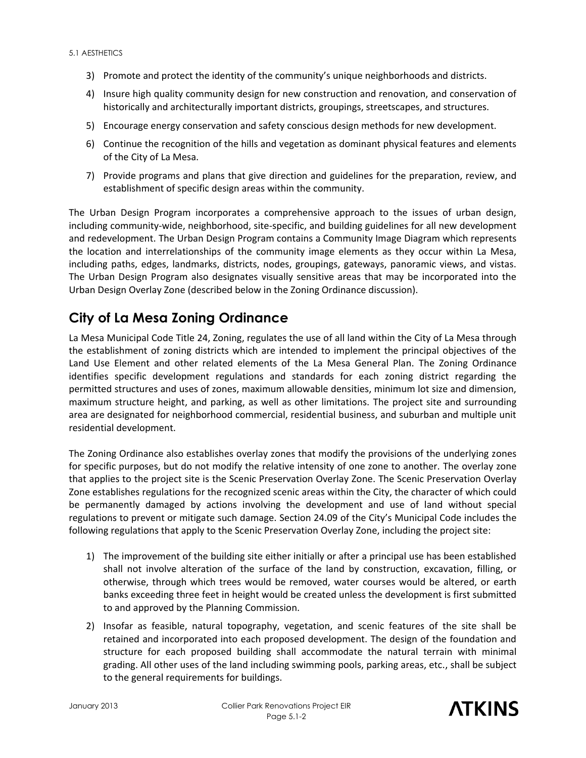3) Promote and protect the identity of the community's unique neighborhoods and districts.
4) Insure high quality community design for new construction and renovation, and conservation of historically and architecturally important districts, groupings, streetscapes, and structures.
5) Encourage energy conservation and safety conscious design methods for new development.
6) Continue the recognition of the hills and vegetation as dominant physical features and elements of the City of La Mesa.
7) Provide programs and plans that give direction and guidelines for the preparation, review, and establishment of specific design areas within the community.

The Urban Design Program incorporates a comprehensive approach to the issues of urban design, including community-wide, neighborhood, site-specific, and building guidelines for all new development and redevelopment. The Urban Design Program contains a Community Image Diagram which represents the location and interrelationships of the community image elements as they occur within La Mesa, including paths, edges, landmarks, districts, nodes, groupings, gateways, panoramic views, and vistas. The Urban Design Program also designates visually sensitive areas that may be incorporated into the Urban Design Overlay Zone (described below in the Zoning Ordinance discussion).

## City of La Mesa Zoning Ordinance

La Mesa Municipal Code Title 24, Zoning, regulates the use of all land within the City of La Mesa through the establishment of zoning districts which are intended to implement the principal objectives of the Land Use Element and other related elements of the La Mesa General Plan. The Zoning Ordinance identifies specific development regulations and standards for each zoning district regarding the permitted structures and uses of zones, maximum allowable densities, minimum lot size and dimension, maximum structure height, and parking, as well as other limitations. The project site and surrounding area are designated for neighborhood commercial, residential business, and suburban and multiple unit residential development.

The Zoning Ordinance also establishes overlay zones that modify the provisions of the underlying zones for specific purposes, but do not modify the relative intensity of one zone to another. The overlay zone that applies to the project site is the Scenic Preservation Overlay Zone. The Scenic Preservation Overlay Zone establishes regulations for the recognized scenic areas within the City, the character of which could be permanently damaged by actions involving the development and use of land without special regulations to prevent or mitigate such damage. Section 24.09 of the City's Municipal Code includes the following regulations that apply to the Scenic Preservation Overlay Zone, including the project site:

1) The improvement of the building site either initially or after a principal use has been established shall not involve alteration of the surface of the land by construction, excavation, filling, or otherwise, through which trees would be removed, water courses would be altered, or earth banks exceeding three feet in height would be created unless the development is first submitted to and approved by the Planning Commission.
2) Insofar as feasible, natural topography, vegetation, and scenic features of the site shall be retained and incorporated into each proposed development. The design of the foundation and structure for each proposed building shall accommodate the natural terrain with minimal grading. All other uses of the land including swimming pools, parking areas, etc., shall be subject to the general requirements for buildings.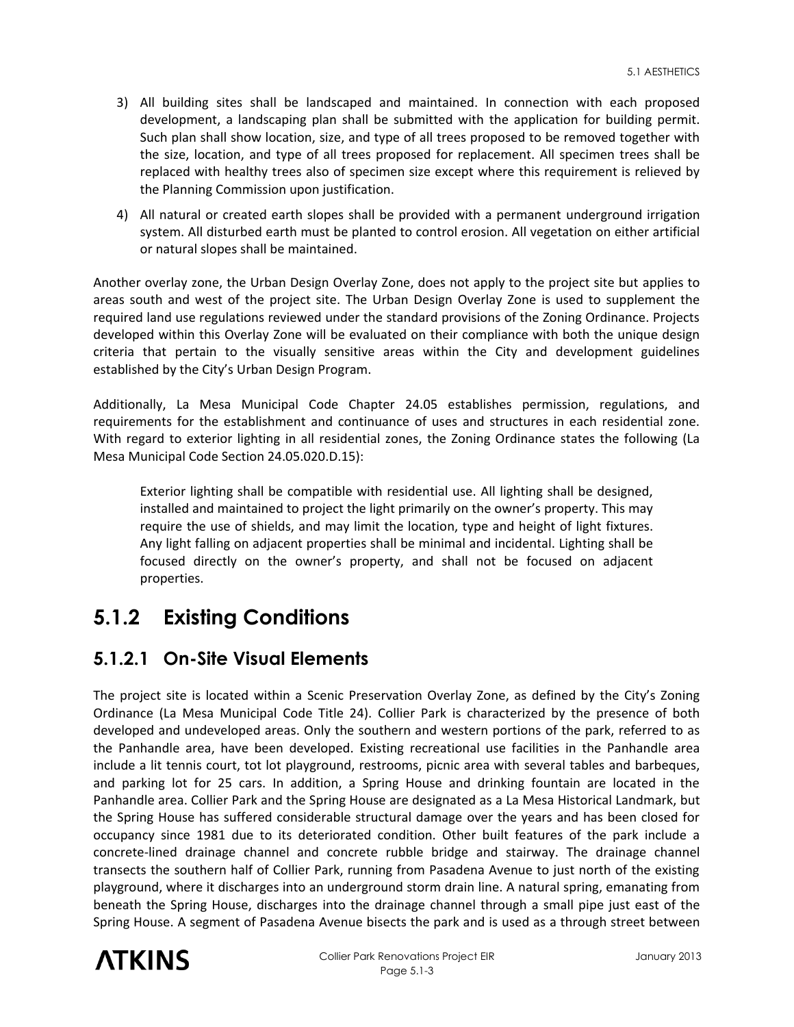3) All building sites shall be landscaped and maintained. In connection with each proposed development, a landscaping plan shall be submitted with the application for building permit. Such plan shall show location, size, and type of all trees proposed to be removed together with the size, location, and type of all trees proposed for replacement. All specimen trees shall be replaced with healthy trees also of specimen size except where this requirement is relieved by the Planning Commission upon justification.
4) All natural or created earth slopes shall be provided with a permanent underground irrigation system. All disturbed earth must be planted to control erosion. All vegetation on either artificial or natural slopes shall be maintained.

Another overlay zone, the Urban Design Overlay Zone, does not apply to the project site but applies to areas south and west of the project site. The Urban Design Overlay Zone is used to supplement the required land use regulations reviewed under the standard provisions of the Zoning Ordinance. Projects developed within this Overlay Zone will be evaluated on their compliance with both the unique design criteria that pertain to the visually sensitive areas within the City and development guidelines established by the City's Urban Design Program.

Additionally, La Mesa Municipal Code Chapter 24.05 establishes permission, regulations, and requirements for the establishment and continuance of uses and structures in each residential zone. With regard to exterior lighting in all residential zones, the Zoning Ordinance states the following (La Mesa Municipal Code Section 24.05.020.D.15):

> Exterior lighting shall be compatible with residential use. All lighting shall be designed, installed and maintained to project the light primarily on the owner's property. This may require the use of shields, and may limit the location, type and height of light fixtures. Any light falling on adjacent properties shall be minimal and incidental. Lighting shall be focused directly on the owner's property, and shall not be focused on adjacent properties.

## 5.1.2 Existing Conditions

### 5.1.2.1 On-Site Visual Elements

The project site is located within a Scenic Preservation Overlay Zone, as defined by the City's Zoning Ordinance (La Mesa Municipal Code Title 24). Collier Park is characterized by the presence of both developed and undeveloped areas. Only the southern and western portions of the park, referred to as the Panhandle area, have been developed. Existing recreational use facilities in the Panhandle area include a lit tennis court, tot lot playground, restrooms, picnic area with several tables and barbeques, and parking lot for 25 cars. In addition, a Spring House and drinking fountain are located in the Panhandle area. Collier Park and the Spring House are designated as a La Mesa Historical Landmark, but the Spring House has suffered considerable structural damage over the years and has been closed for occupancy since 1981 due to its deteriorated condition. Other built features of the park include a concrete-lined drainage channel and concrete rubble bridge and stairway. The drainage channel transects the southern half of Collier Park, running from Pasadena Avenue to just north of the existing playground, where it discharges into an underground storm drain line. A natural spring, emanating from beneath the Spring House, discharges into the drainage channel through a small pipe just east of the Spring House. A segment of Pasadena Avenue bisects the park and is used as a through street between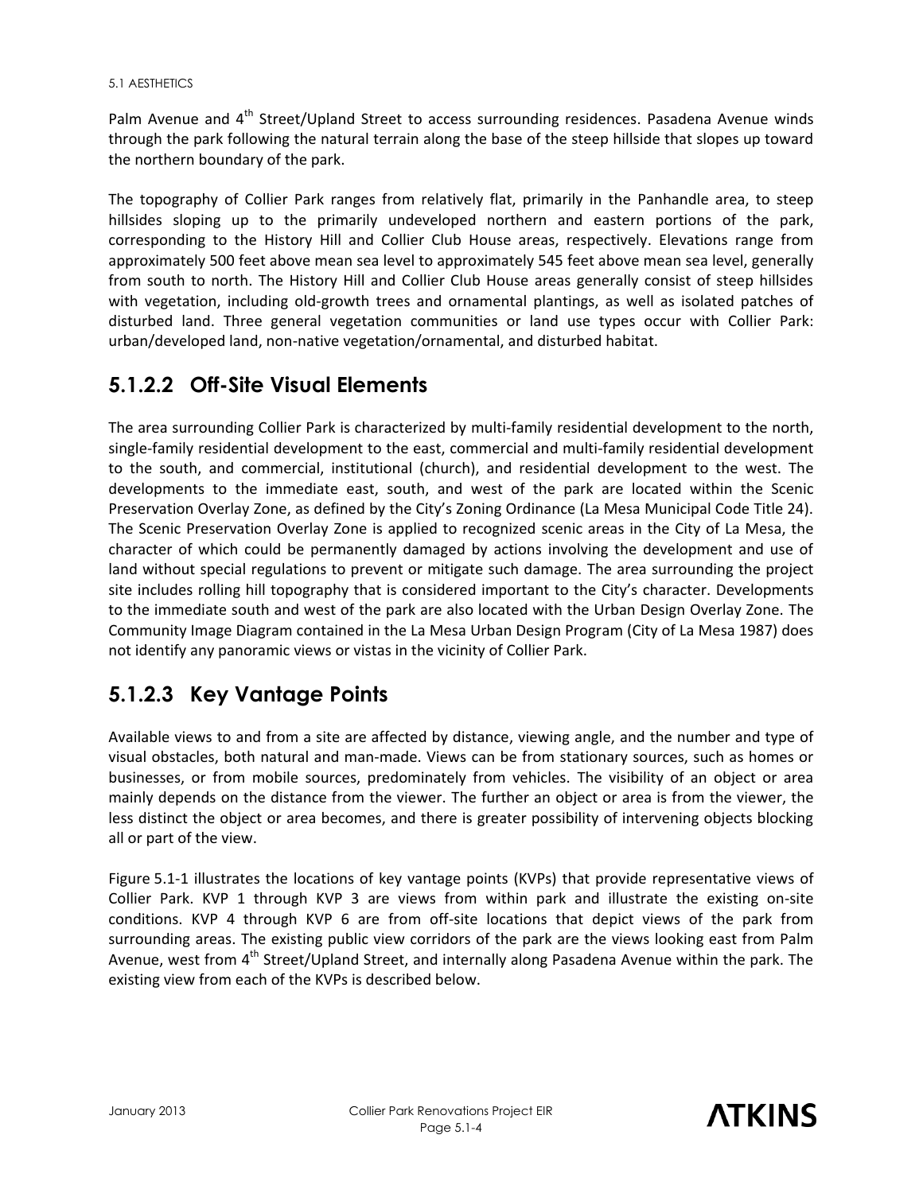Palm Avenue and 4th Street/Upland Street to access surrounding residences. Pasadena Avenue winds through the park following the natural terrain along the base of the steep hillside that slopes up toward the northern boundary of the park.

The topography of Collier Park ranges from relatively flat, primarily in the Panhandle area, to steep hillsides sloping up to the primarily undeveloped northern and eastern portions of the park, corresponding to the History Hill and Collier Club House areas, respectively. Elevations range from approximately 500 feet above mean sea level to approximately 545 feet above mean sea level, generally from south to north. The History Hill and Collier Club House areas generally consist of steep hillsides with vegetation, including old-growth trees and ornamental plantings, as well as isolated patches of disturbed land. Three general vegetation communities or land use types occur with Collier Park: urban/developed land, non-native vegetation/ornamental, and disturbed habitat.

## 5.1.2.2 Off-Site Visual Elements

The area surrounding Collier Park is characterized by multi-family residential development to the north, single-family residential development to the east, commercial and multi-family residential development to the south, and commercial, institutional (church), and residential development to the west. The developments to the immediate east, south, and west of the park are located within the Scenic Preservation Overlay Zone, as defined by the City's Zoning Ordinance (La Mesa Municipal Code Title 24). The Scenic Preservation Overlay Zone is applied to recognized scenic areas in the City of La Mesa, the character of which could be permanently damaged by actions involving the development and use of land without special regulations to prevent or mitigate such damage. The area surrounding the project site includes rolling hill topography that is considered important to the City's character. Developments to the immediate south and west of the park are also located with the Urban Design Overlay Zone. The Community Image Diagram contained in the La Mesa Urban Design Program (City of La Mesa 1987) does not identify any panoramic views or vistas in the vicinity of Collier Park.

## 5.1.2.3 Key Vantage Points

Available views to and from a site are affected by distance, viewing angle, and the number and type of visual obstacles, both natural and man-made. Views can be from stationary sources, such as homes or businesses, or from mobile sources, predominately from vehicles. The visibility of an object or area mainly depends on the distance from the viewer. The further an object or area is from the viewer, the less distinct the object or area becomes, and there is greater possibility of intervening objects blocking all or part of the view.

Figure 5.1-1 illustrates the locations of key vantage points (KVPs) that provide representative views of Collier Park. KVP 1 through KVP 3 are views from within park and illustrate the existing on-site conditions. KVP 4 through KVP 6 are from off-site locations that depict views of the park from surrounding areas. The existing public view corridors of the park are the views looking east from Palm Avenue, west from 4th Street/Upland Street, and internally along Pasadena Avenue within the park. The existing view from each of the KVPs is described below.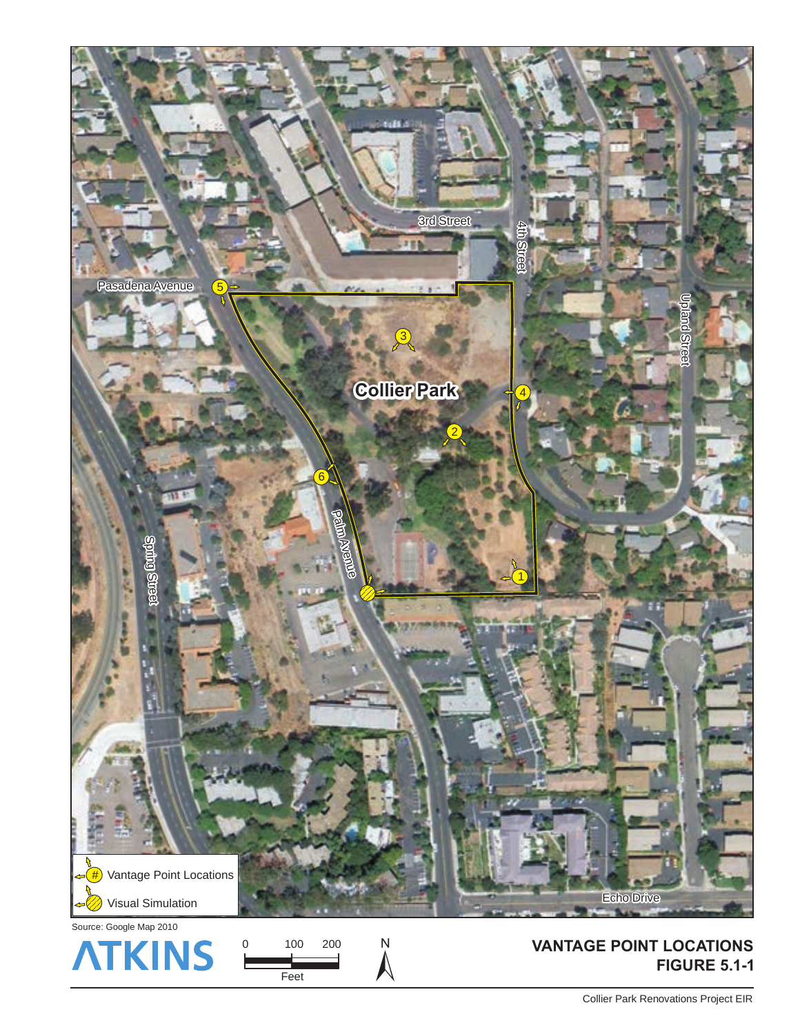Pasadena Avenue

3rd Street

4th Street

Upland Street

Collier Park

Palm Avenue

Spring Street

Echo Drive

Vantage Point Locations

Visual Simulation

Source: Google Map 2010

ATKINS

0 100 200

Feet

N

**VANTAGE POINT LOCATIONS**
**FIGURE 5.1-1**

Collier Park Renovations Project EIR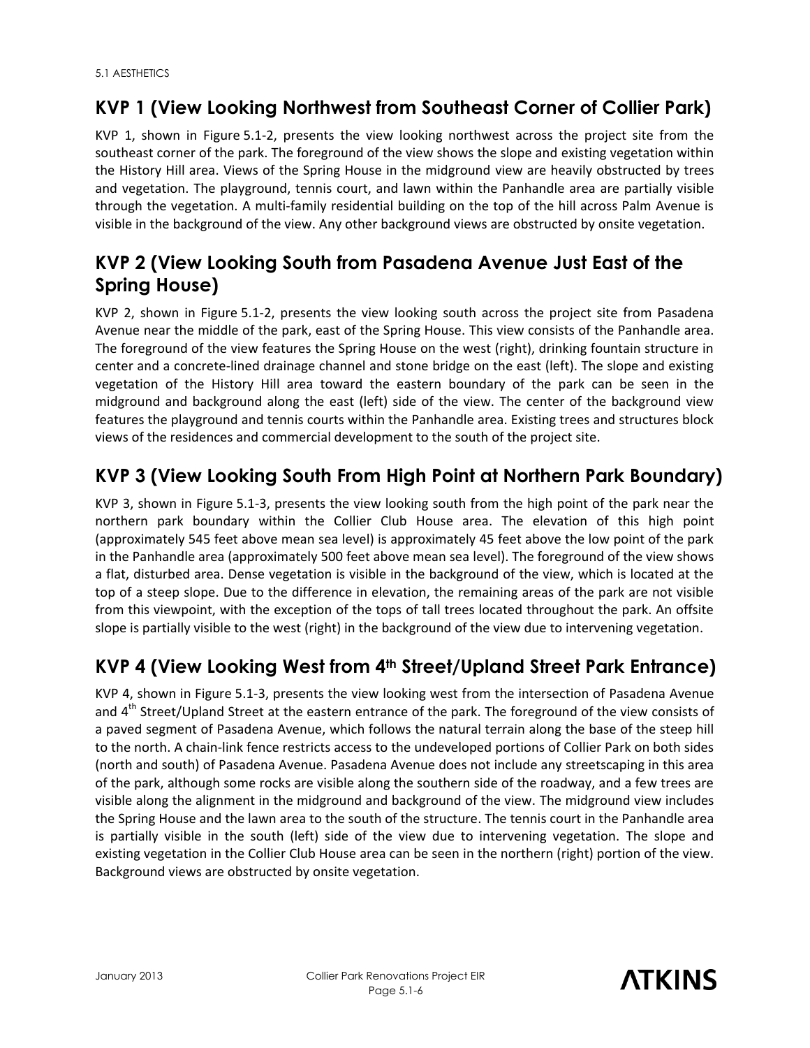## KVP 1 (View Looking Northwest from Southeast Corner of Collier Park)

KVP 1, shown in Figure 5.1-2, presents the view looking northwest across the project site from the southeast corner of the park. The foreground of the view shows the slope and existing vegetation within the History Hill area. Views of the Spring House in the midground view are heavily obstructed by trees and vegetation. The playground, tennis court, and lawn within the Panhandle area are partially visible through the vegetation. A multi-family residential building on the top of the hill across Palm Avenue is visible in the background of the view. Any other background views are obstructed by onsite vegetation.

## KVP 2 (View Looking South from Pasadena Avenue Just East of the Spring House)

KVP 2, shown in Figure 5.1-2, presents the view looking south across the project site from Pasadena Avenue near the middle of the park, east of the Spring House. This view consists of the Panhandle area. The foreground of the view features the Spring House on the west (right), drinking fountain structure in center and a concrete-lined drainage channel and stone bridge on the east (left). The slope and existing vegetation of the History Hill area toward the eastern boundary of the park can be seen in the midground and background along the east (left) side of the view. The center of the background view features the playground and tennis courts within the Panhandle area. Existing trees and structures block views of the residences and commercial development to the south of the project site.

## KVP 3 (View Looking South From High Point at Northern Park Boundary)

KVP 3, shown in Figure 5.1-3, presents the view looking south from the high point of the park near the northern park boundary within the Collier Club House area. The elevation of this high point (approximately 545 feet above mean sea level) is approximately 45 feet above the low point of the park in the Panhandle area (approximately 500 feet above mean sea level). The foreground of the view shows a flat, disturbed area. Dense vegetation is visible in the background of the view, which is located at the top of a steep slope. Due to the difference in elevation, the remaining areas of the park are not visible from this viewpoint, with the exception of the tops of tall trees located throughout the park. An offsite slope is partially visible to the west (right) in the background of the view due to intervening vegetation.

## KVP 4 (View Looking West from 4th Street/Upland Street Park Entrance)

KVP 4, shown in Figure 5.1-3, presents the view looking west from the intersection of Pasadena Avenue and 4th Street/Upland Street at the eastern entrance of the park. The foreground of the view consists of a paved segment of Pasadena Avenue, which follows the natural terrain along the base of the steep hill to the north. A chain-link fence restricts access to the undeveloped portions of Collier Park on both sides (north and south) of Pasadena Avenue. Pasadena Avenue does not include any streetscaping in this area of the park, although some rocks are visible along the southern side of the roadway, and a few trees are visible along the alignment in the midground and background of the view. The midground view includes the Spring House and the lawn area to the south of the structure. The tennis court in the Panhandle area is partially visible in the south (left) side of the view due to intervening vegetation. The slope and existing vegetation in the Collier Club House area can be seen in the northern (right) portion of the view. Background views are obstructed by onsite vegetation.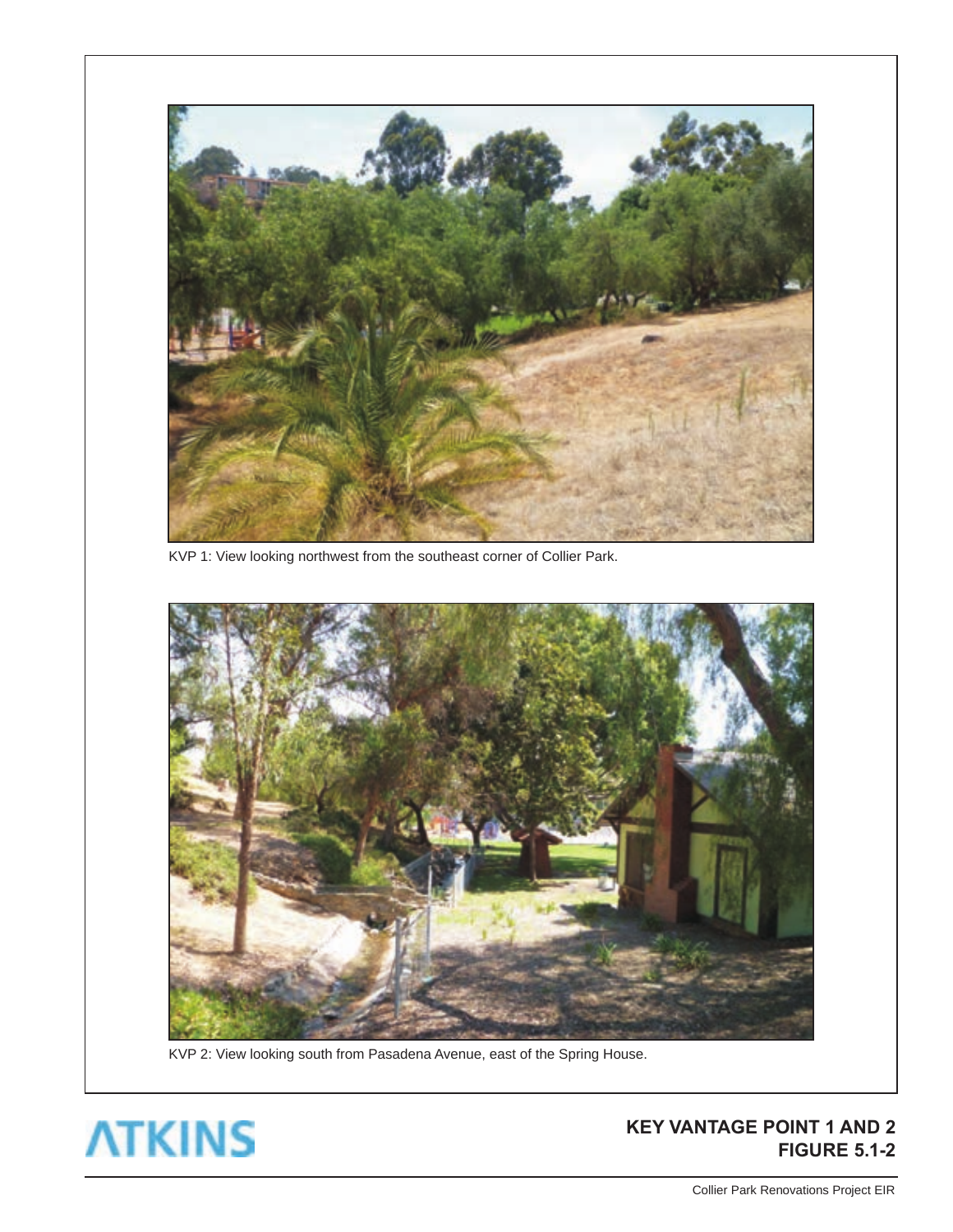KVP 1: View looking northwest from the southeast corner of Collier Park.

KVP 2: View looking south from Pasadena Avenue, east of the Spring House.

ATKINS

**KEY VANTAGE POINT 1 AND 2**
**FIGURE 5.1-2**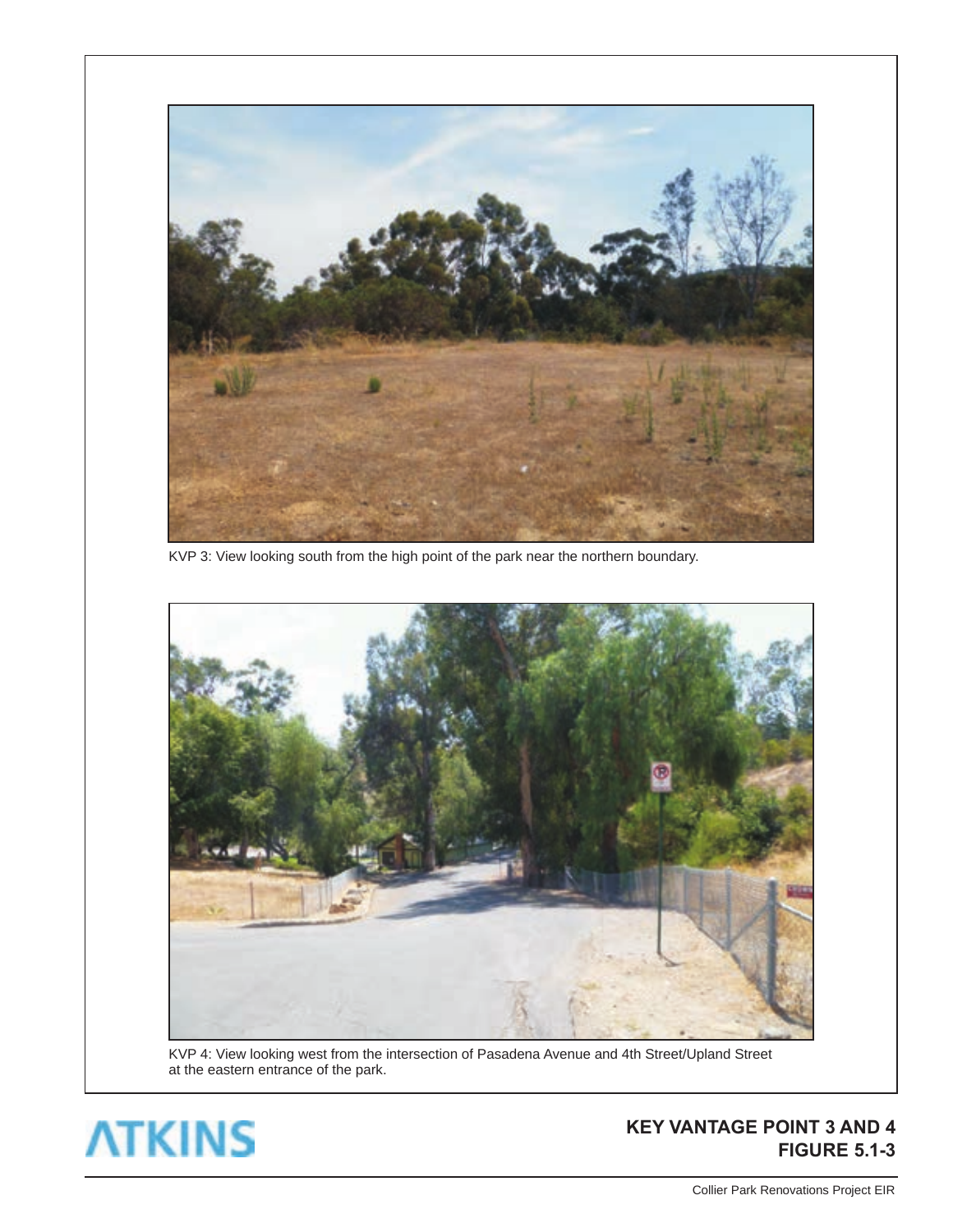KVP 3: View looking south from the high point of the park near the northern boundary.

KVP 4: View looking west from the intersection of Pasadena Avenue and 4th Street/Upland Street at the eastern entrance of the park.

ATKINS

**KEY VANTAGE POINT 3 AND 4**
**FIGURE 5.1-3**

Collier Park Renovations Project EIR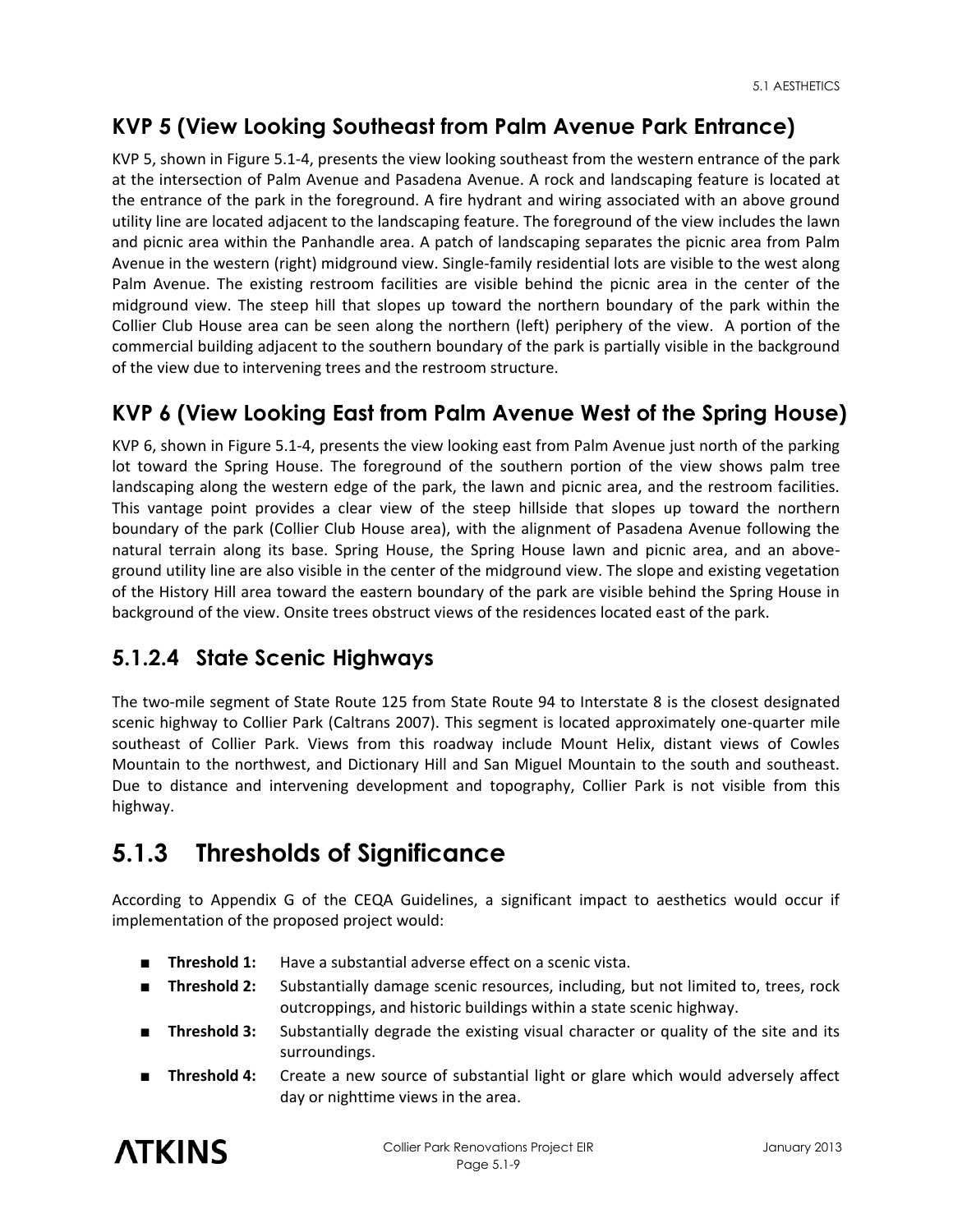### KVP 5 (View Looking Southeast from Palm Avenue Park Entrance)

KVP 5, shown in Figure 5.1-4, presents the view looking southeast from the western entrance of the park at the intersection of Palm Avenue and Pasadena Avenue. A rock and landscaping feature is located at the entrance of the park in the foreground. A fire hydrant and wiring associated with an above ground utility line are located adjacent to the landscaping feature. The foreground of the view includes the lawn and picnic area within the Panhandle area. A patch of landscaping separates the picnic area from Palm Avenue in the western (right) midground view. Single-family residential lots are visible to the west along Palm Avenue. The existing restroom facilities are visible behind the picnic area in the center of the midground view. The steep hill that slopes up toward the northern boundary of the park within the Collier Club House area can be seen along the northern (left) periphery of the view. A portion of the commercial building adjacent to the southern boundary of the park is partially visible in the background of the view due to intervening trees and the restroom structure.

### KVP 6 (View Looking East from Palm Avenue West of the Spring House)

KVP 6, shown in Figure 5.1-4, presents the view looking east from Palm Avenue just north of the parking lot toward the Spring House. The foreground of the southern portion of the view shows palm tree landscaping along the western edge of the park, the lawn and picnic area, and the restroom facilities. This vantage point provides a clear view of the steep hillside that slopes up toward the northern boundary of the park (Collier Club House area), with the alignment of Pasadena Avenue following the natural terrain along its base. Spring House, the Spring House lawn and picnic area, and an above-ground utility line are also visible in the center of the midground view. The slope and existing vegetation of the History Hill area toward the eastern boundary of the park are visible behind the Spring House in background of the view. Onsite trees obstruct views of the residences located east of the park.

### 5.1.2.4 State Scenic Highways

The two-mile segment of State Route 125 from State Route 94 to Interstate 8 is the closest designated scenic highway to Collier Park (Caltrans 2007). This segment is located approximately one-quarter mile southeast of Collier Park. Views from this roadway include Mount Helix, distant views of Cowles Mountain to the northwest, and Dictionary Hill and San Miguel Mountain to the south and southeast. Due to distance and intervening development and topography, Collier Park is not visible from this highway.

## 5.1.3 Thresholds of Significance

According to Appendix G of the CEQA Guidelines, a significant impact to aesthetics would occur if implementation of the proposed project would:

- **Threshold 1:** Have a substantial adverse effect on a scenic vista.
- **Threshold 2:** Substantially damage scenic resources, including, but not limited to, trees, rock outcroppings, and historic buildings within a state scenic highway.
- **Threshold 3:** Substantially degrade the existing visual character or quality of the site and its surroundings.
- **Threshold 4:** Create a new source of substantial light or glare which would adversely affect day or nighttime views in the area.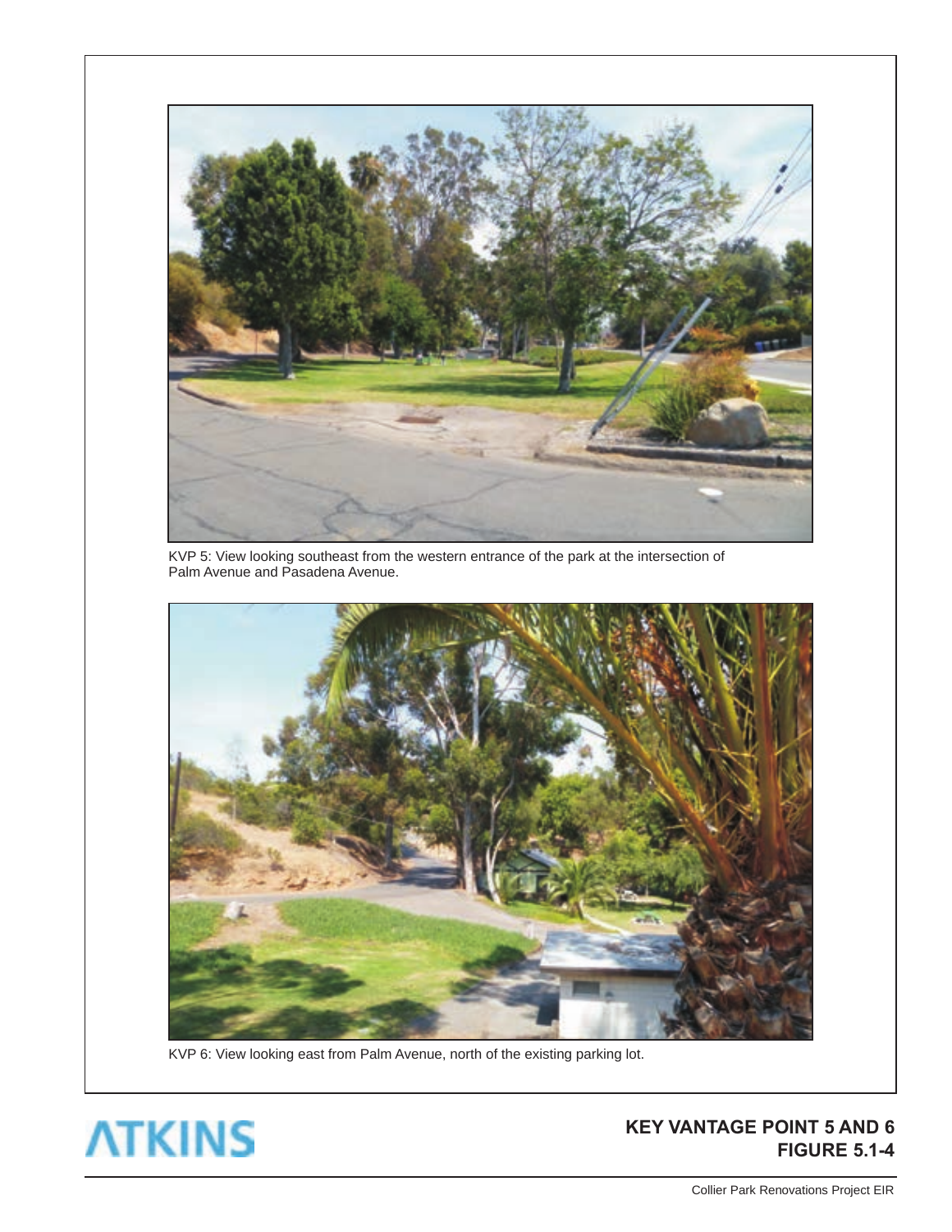KVP 5: View looking southeast from the western entrance of the park at the intersection of Palm Avenue and Pasadena Avenue.

KVP 6: View looking east from Palm Avenue, north of the existing parking lot.

ATKINS

**KEY VANTAGE POINT 5 AND 6**
**FIGURE 5.1-4**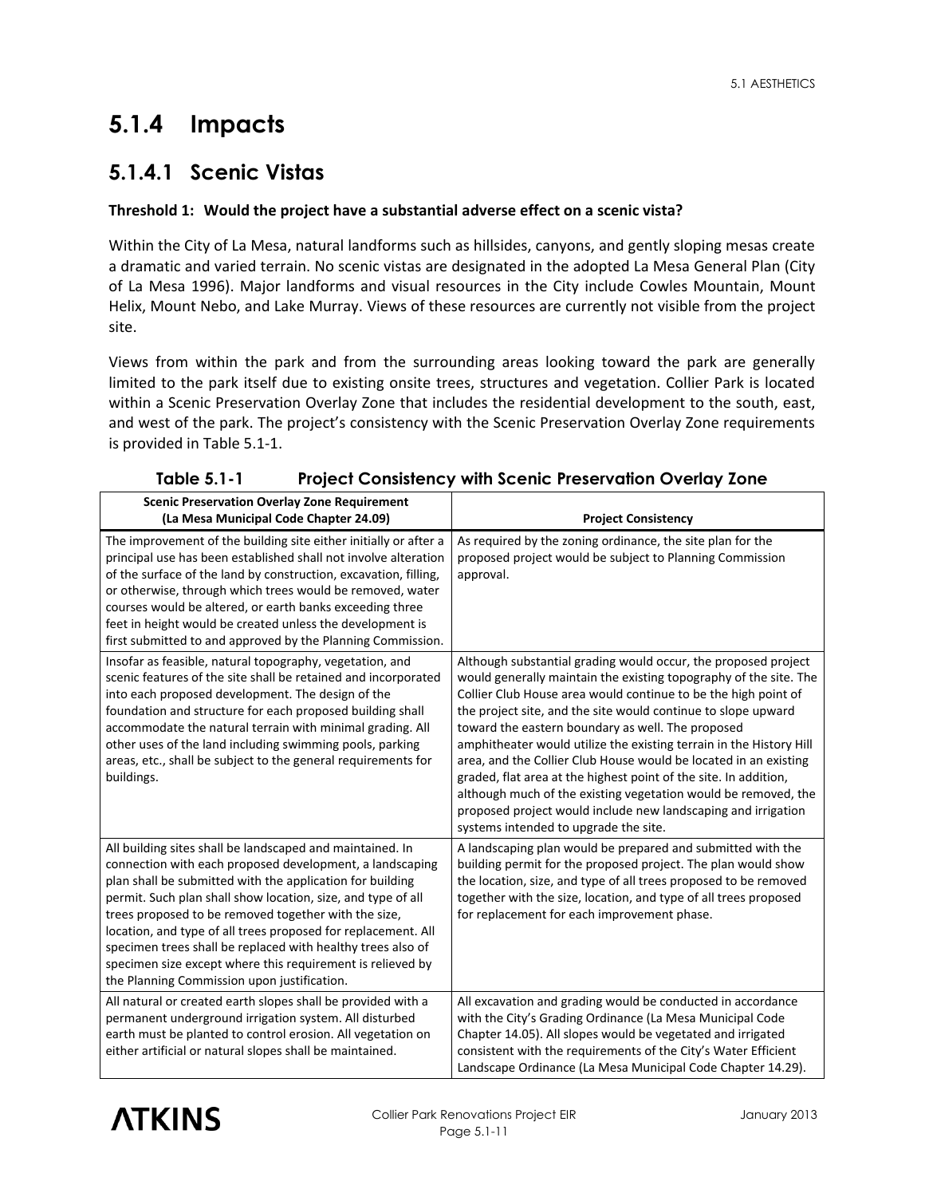## 5.1.4 Impacts

### 5.1.4.1 Scenic Vistas

**Threshold 1: Would the project have a substantial adverse effect on a scenic vista?**

Within the City of La Mesa, natural landforms such as hillsides, canyons, and gently sloping mesas create a dramatic and varied terrain. No scenic vistas are designated in the adopted La Mesa General Plan (City of La Mesa 1996). Major landforms and visual resources in the City include Cowles Mountain, Mount Helix, Mount Nebo, and Lake Murray. Views of these resources are currently not visible from the project site.

Views from within the park and from the surrounding areas looking toward the park are generally limited to the park itself due to existing onsite trees, structures and vegetation. Collier Park is located within a Scenic Preservation Overlay Zone that includes the residential development to the south, east, and west of the park. The project's consistency with the Scenic Preservation Overlay Zone requirements is provided in Table 5.1-1.

**Table 5.1-1 Project Consistency with Scenic Preservation Overlay Zone**

| Scenic Preservation Overlay Zone Requirement (La Mesa Municipal Code Chapter 24.09) | Project Consistency |
|---|---|
| The improvement of the building site either initially or after a principal use has been established shall not involve alteration of the surface of the land by construction, excavation, filling, or otherwise, through which trees would be removed, water courses would be altered, or earth banks exceeding three feet in height would be created unless the development is first submitted to and approved by the Planning Commission. | As required by the zoning ordinance, the site plan for the proposed project would be subject to Planning Commission approval. |
| Insofar as feasible, natural topography, vegetation, and scenic features of the site shall be retained and incorporated into each proposed development. The design of the foundation and structure for each proposed building shall accommodate the natural terrain with minimal grading. All other uses of the land including swimming pools, parking areas, etc., shall be subject to the general requirements for buildings. | Although substantial grading would occur, the proposed project would generally maintain the existing topography of the site. The Collier Club House area would continue to be the high point of the project site, and the site would continue to slope upward toward the eastern boundary as well. The proposed amphitheater would utilize the existing terrain in the History Hill area, and the Collier Club House would be located in an existing graded, flat area at the highest point of the site. In addition, although much of the existing vegetation would be removed, the proposed project would include new landscaping and irrigation systems intended to upgrade the site. |
| All building sites shall be landscaped and maintained. In connection with each proposed development, a landscaping plan shall be submitted with the application for building permit. Such plan shall show location, size, and type of all trees proposed to be removed together with the size, location, and type of all trees proposed for replacement. All specimen trees shall be replaced with healthy trees also of specimen size except where this requirement is relieved by the Planning Commission upon justification. | A landscaping plan would be prepared and submitted with the building permit for the proposed project. The plan would show the location, size, and type of all trees proposed to be removed together with the size, location, and type of all trees proposed for replacement for each improvement phase. |
| All natural or created earth slopes shall be provided with a permanent underground irrigation system. All disturbed earth must be planted to control erosion. All vegetation on either artificial or natural slopes shall be maintained. | All excavation and grading would be conducted in accordance with the City's Grading Ordinance (La Mesa Municipal Code Chapter 14.05). All slopes would be vegetated and irrigated consistent with the requirements of the City's Water Efficient Landscape Ordinance (La Mesa Municipal Code Chapter 14.29). |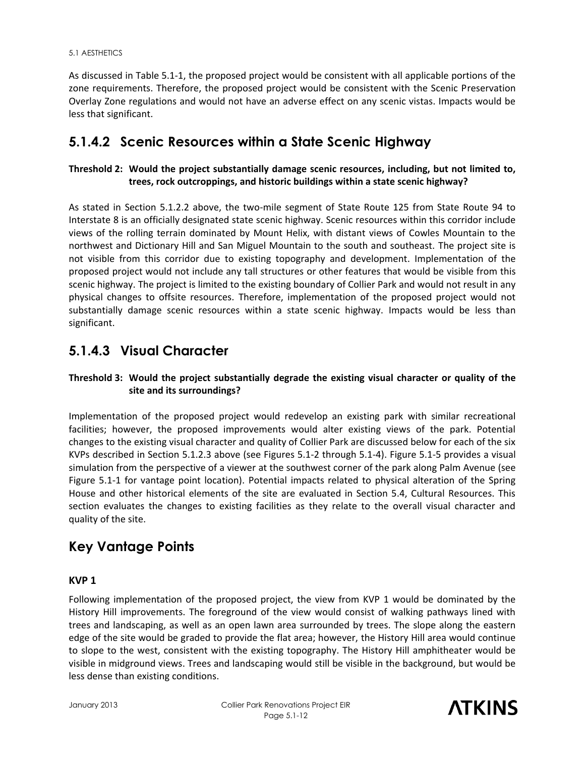As discussed in Table 5.1-1, the proposed project would be consistent with all applicable portions of the zone requirements. Therefore, the proposed project would be consistent with the Scenic Preservation Overlay Zone regulations and would not have an adverse effect on any scenic vistas. Impacts would be less that significant.

## 5.1.4.2 Scenic Resources within a State Scenic Highway

**Threshold 2: Would the project substantially damage scenic resources, including, but not limited to, trees, rock outcroppings, and historic buildings within a state scenic highway?**

As stated in Section 5.1.2.2 above, the two-mile segment of State Route 125 from State Route 94 to Interstate 8 is an officially designated state scenic highway. Scenic resources within this corridor include views of the rolling terrain dominated by Mount Helix, with distant views of Cowles Mountain to the northwest and Dictionary Hill and San Miguel Mountain to the south and southeast. The project site is not visible from this corridor due to existing topography and development. Implementation of the proposed project would not include any tall structures or other features that would be visible from this scenic highway. The project is limited to the existing boundary of Collier Park and would not result in any physical changes to offsite resources. Therefore, implementation of the proposed project would not substantially damage scenic resources within a state scenic highway. Impacts would be less than significant.

## 5.1.4.3 Visual Character

**Threshold 3: Would the project substantially degrade the existing visual character or quality of the site and its surroundings?**

Implementation of the proposed project would redevelop an existing park with similar recreational facilities; however, the proposed improvements would alter existing views of the park. Potential changes to the existing visual character and quality of Collier Park are discussed below for each of the six KVPs described in Section 5.1.2.3 above (see Figures 5.1-2 through 5.1-4). Figure 5.1-5 provides a visual simulation from the perspective of a viewer at the southwest corner of the park along Palm Avenue (see Figure 5.1-1 for vantage point location). Potential impacts related to physical alteration of the Spring House and other historical elements of the site are evaluated in Section 5.4, Cultural Resources. This section evaluates the changes to existing facilities as they relate to the overall visual character and quality of the site.

## Key Vantage Points

### KVP 1

Following implementation of the proposed project, the view from KVP 1 would be dominated by the History Hill improvements. The foreground of the view would consist of walking pathways lined with trees and landscaping, as well as an open lawn area surrounded by trees. The slope along the eastern edge of the site would be graded to provide the flat area; however, the History Hill area would continue to slope to the west, consistent with the existing topography. The History Hill amphitheater would be visible in midground views. Trees and landscaping would still be visible in the background, but would be less dense than existing conditions.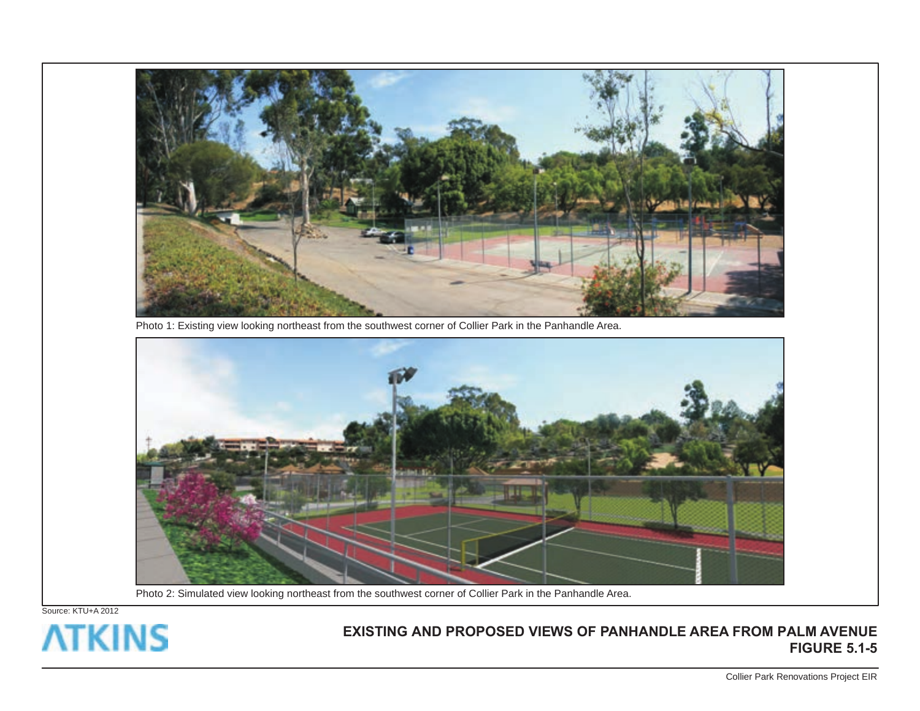Photo 1: Existing view looking northeast from the southwest corner of Collier Park in the Panhandle Area.

Photo 2: Simulated view looking northeast from the southwest corner of Collier Park in the Panhandle Area.

Source: KTU+A 2012

ATKINS

**EXISTING AND PROPOSED VIEWS OF PANHANDLE AREA FROM PALM AVENUE**
**FIGURE 5.1-5**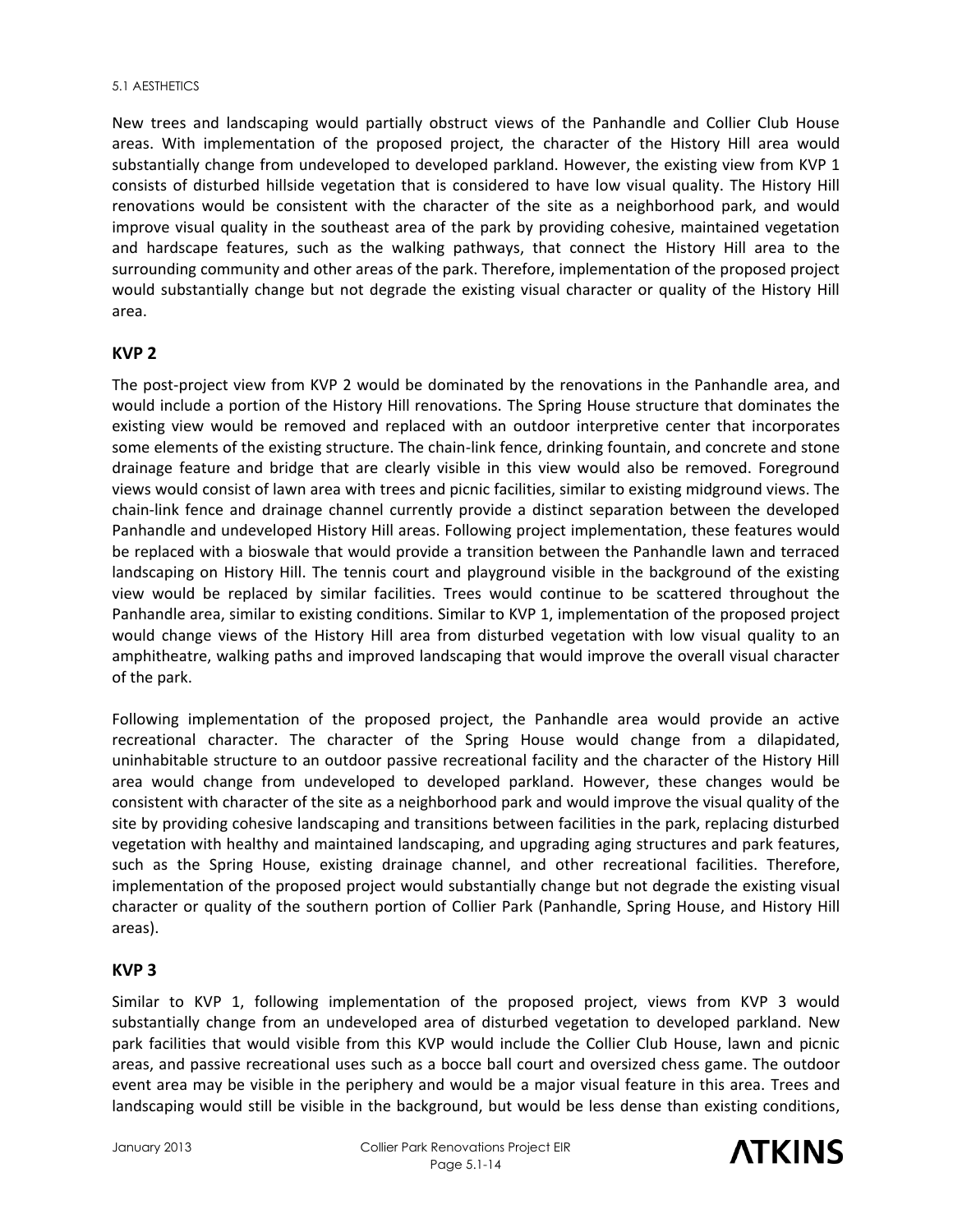New trees and landscaping would partially obstruct views of the Panhandle and Collier Club House areas. With implementation of the proposed project, the character of the History Hill area would substantially change from undeveloped to developed parkland. However, the existing view from KVP 1 consists of disturbed hillside vegetation that is considered to have low visual quality. The History Hill renovations would be consistent with the character of the site as a neighborhood park, and would improve visual quality in the southeast area of the park by providing cohesive, maintained vegetation and hardscape features, such as the walking pathways, that connect the History Hill area to the surrounding community and other areas of the park. Therefore, implementation of the proposed project would substantially change but not degrade the existing visual character or quality of the History Hill area.

## KVP 2

The post-project view from KVP 2 would be dominated by the renovations in the Panhandle area, and would include a portion of the History Hill renovations. The Spring House structure that dominates the existing view would be removed and replaced with an outdoor interpretive center that incorporates some elements of the existing structure. The chain-link fence, drinking fountain, and concrete and stone drainage feature and bridge that are clearly visible in this view would also be removed. Foreground views would consist of lawn area with trees and picnic facilities, similar to existing midground views. The chain-link fence and drainage channel currently provide a distinct separation between the developed Panhandle and undeveloped History Hill areas. Following project implementation, these features would be replaced with a bioswale that would provide a transition between the Panhandle lawn and terraced landscaping on History Hill. The tennis court and playground visible in the background of the existing view would be replaced by similar facilities. Trees would continue to be scattered throughout the Panhandle area, similar to existing conditions. Similar to KVP 1, implementation of the proposed project would change views of the History Hill area from disturbed vegetation with low visual quality to an amphitheatre, walking paths and improved landscaping that would improve the overall visual character of the park.

Following implementation of the proposed project, the Panhandle area would provide an active recreational character. The character of the Spring House would change from a dilapidated, uninhabitable structure to an outdoor passive recreational facility and the character of the History Hill area would change from undeveloped to developed parkland. However, these changes would be consistent with character of the site as a neighborhood park and would improve the visual quality of the site by providing cohesive landscaping and transitions between facilities in the park, replacing disturbed vegetation with healthy and maintained landscaping, and upgrading aging structures and park features, such as the Spring House, existing drainage channel, and other recreational facilities. Therefore, implementation of the proposed project would substantially change but not degrade the existing visual character or quality of the southern portion of Collier Park (Panhandle, Spring House, and History Hill areas).

## KVP 3

Similar to KVP 1, following implementation of the proposed project, views from KVP 3 would substantially change from an undeveloped area of disturbed vegetation to developed parkland. New park facilities that would visible from this KVP would include the Collier Club House, lawn and picnic areas, and passive recreational uses such as a bocce ball court and oversized chess game. The outdoor event area may be visible in the periphery and would be a major visual feature in this area. Trees and landscaping would still be visible in the background, but would be less dense than existing conditions,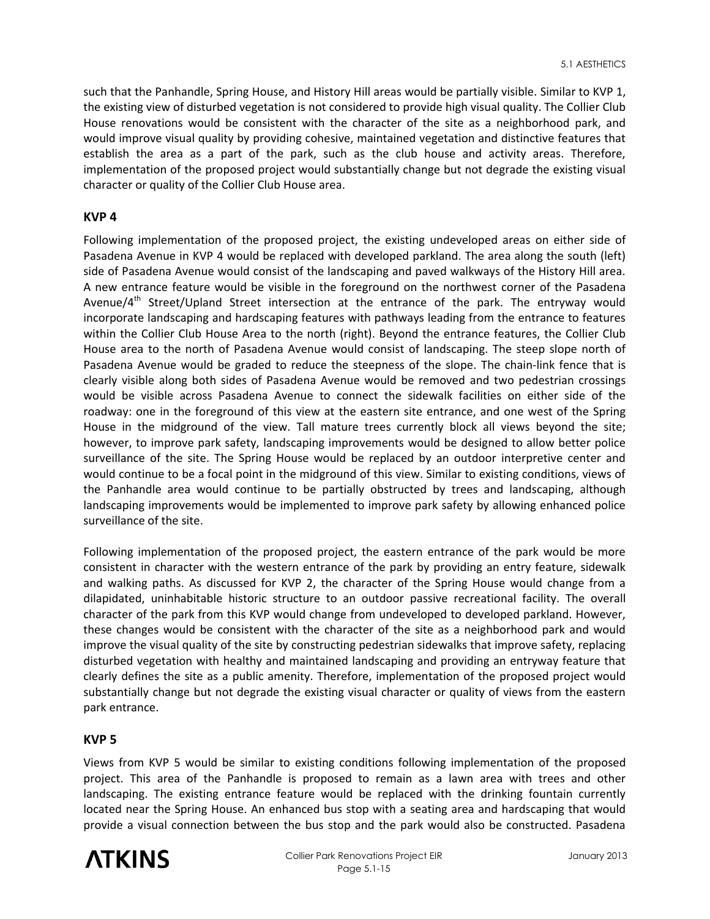such that the Panhandle, Spring House, and History Hill areas would be partially visible. Similar to KVP 1, the existing view of disturbed vegetation is not considered to provide high visual quality. The Collier Club House renovations would be consistent with the character of the site as a neighborhood park, and would improve visual quality by providing cohesive, maintained vegetation and distinctive features that establish the area as a part of the park, such as the club house and activity areas. Therefore, implementation of the proposed project would substantially change but not degrade the existing visual character or quality of the Collier Club House area.

### KVP 4

Following implementation of the proposed project, the existing undeveloped areas on either side of Pasadena Avenue in KVP 4 would be replaced with developed parkland. The area along the south (left) side of Pasadena Avenue would consist of the landscaping and paved walkways of the History Hill area. A new entrance feature would be visible in the foreground on the northwest corner of the Pasadena Avenue/4th Street/Upland Street intersection at the entrance of the park. The entryway would incorporate landscaping and hardscaping features with pathways leading from the entrance to features within the Collier Club House Area to the north (right). Beyond the entrance features, the Collier Club House area to the north of Pasadena Avenue would consist of landscaping. The steep slope north of Pasadena Avenue would be graded to reduce the steepness of the slope. The chain-link fence that is clearly visible along both sides of Pasadena Avenue would be removed and two pedestrian crossings would be visible across Pasadena Avenue to connect the sidewalk facilities on either side of the roadway: one in the foreground of this view at the eastern site entrance, and one west of the Spring House in the midground of the view. Tall mature trees currently block all views beyond the site; however, to improve park safety, landscaping improvements would be designed to allow better police surveillance of the site. The Spring House would be replaced by an outdoor interpretive center and would continue to be a focal point in the midground of this view. Similar to existing conditions, views of the Panhandle area would continue to be partially obstructed by trees and landscaping, although landscaping improvements would be implemented to improve park safety by allowing enhanced police surveillance of the site.

Following implementation of the proposed project, the eastern entrance of the park would be more consistent in character with the western entrance of the park by providing an entry feature, sidewalk and walking paths. As discussed for KVP 2, the character of the Spring House would change from a dilapidated, uninhabitable historic structure to an outdoor passive recreational facility. The overall character of the park from this KVP would change from undeveloped to developed parkland. However, these changes would be consistent with the character of the site as a neighborhood park and would improve the visual quality of the site by constructing pedestrian sidewalks that improve safety, replacing disturbed vegetation with healthy and maintained landscaping and providing an entryway feature that clearly defines the site as a public amenity. Therefore, implementation of the proposed project would substantially change but not degrade the existing visual character or quality of views from the eastern park entrance.

### KVP 5

Views from KVP 5 would be similar to existing conditions following implementation of the proposed project. This area of the Panhandle is proposed to remain as a lawn area with trees and other landscaping. The existing entrance feature would be replaced with the drinking fountain currently located near the Spring House. An enhanced bus stop with a seating area and hardscaping that would provide a visual connection between the bus stop and the park would also be constructed. Pasadena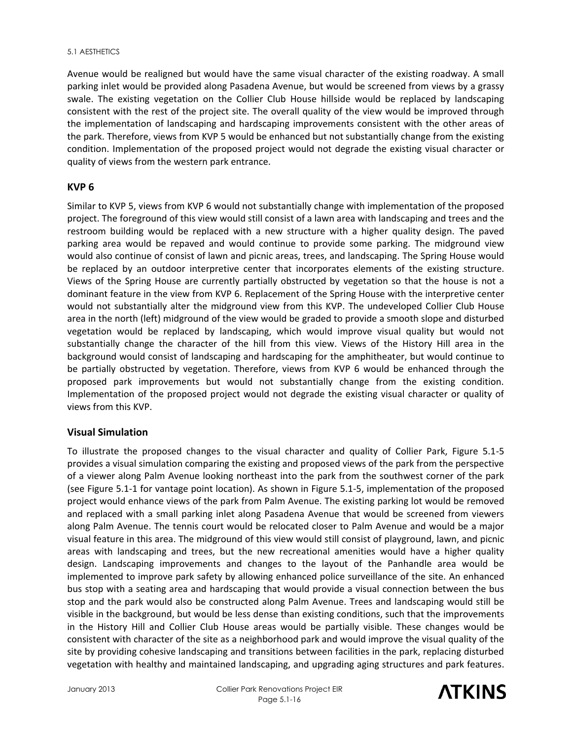Avenue would be realigned but would have the same visual character of the existing roadway. A small parking inlet would be provided along Pasadena Avenue, but would be screened from views by a grassy swale. The existing vegetation on the Collier Club House hillside would be replaced by landscaping consistent with the rest of the project site. The overall quality of the view would be improved through the implementation of landscaping and hardscaping improvements consistent with the other areas of the park. Therefore, views from KVP 5 would be enhanced but not substantially change from the existing condition. Implementation of the proposed project would not degrade the existing visual character or quality of views from the western park entrance.

### KVP 6

Similar to KVP 5, views from KVP 6 would not substantially change with implementation of the proposed project. The foreground of this view would still consist of a lawn area with landscaping and trees and the restroom building would be replaced with a new structure with a higher quality design. The paved parking area would be repaved and would continue to provide some parking. The midground view would also continue of consist of lawn and picnic areas, trees, and landscaping. The Spring House would be replaced by an outdoor interpretive center that incorporates elements of the existing structure. Views of the Spring House are currently partially obstructed by vegetation so that the house is not a dominant feature in the view from KVP 6. Replacement of the Spring House with the interpretive center would not substantially alter the midground view from this KVP. The undeveloped Collier Club House area in the north (left) midground of the view would be graded to provide a smooth slope and disturbed vegetation would be replaced by landscaping, which would improve visual quality but would not substantially change the character of the hill from this view. Views of the History Hill area in the background would consist of landscaping and hardscaping for the amphitheater, but would continue to be partially obstructed by vegetation. Therefore, views from KVP 6 would be enhanced through the proposed park improvements but would not substantially change from the existing condition. Implementation of the proposed project would not degrade the existing visual character or quality of views from this KVP.

### Visual Simulation

To illustrate the proposed changes to the visual character and quality of Collier Park, Figure 5.1-5 provides a visual simulation comparing the existing and proposed views of the park from the perspective of a viewer along Palm Avenue looking northeast into the park from the southwest corner of the park (see Figure 5.1-1 for vantage point location). As shown in Figure 5.1-5, implementation of the proposed project would enhance views of the park from Palm Avenue. The existing parking lot would be removed and replaced with a small parking inlet along Pasadena Avenue that would be screened from viewers along Palm Avenue. The tennis court would be relocated closer to Palm Avenue and would be a major visual feature in this area. The midground of this view would still consist of playground, lawn, and picnic areas with landscaping and trees, but the new recreational amenities would have a higher quality design. Landscaping improvements and changes to the layout of the Panhandle area would be implemented to improve park safety by allowing enhanced police surveillance of the site. An enhanced bus stop with a seating area and hardscaping that would provide a visual connection between the bus stop and the park would also be constructed along Palm Avenue. Trees and landscaping would still be visible in the background, but would be less dense than existing conditions, such that the improvements in the History Hill and Collier Club House areas would be partially visible. These changes would be consistent with character of the site as a neighborhood park and would improve the visual quality of the site by providing cohesive landscaping and transitions between facilities in the park, replacing disturbed vegetation with healthy and maintained landscaping, and upgrading aging structures and park features.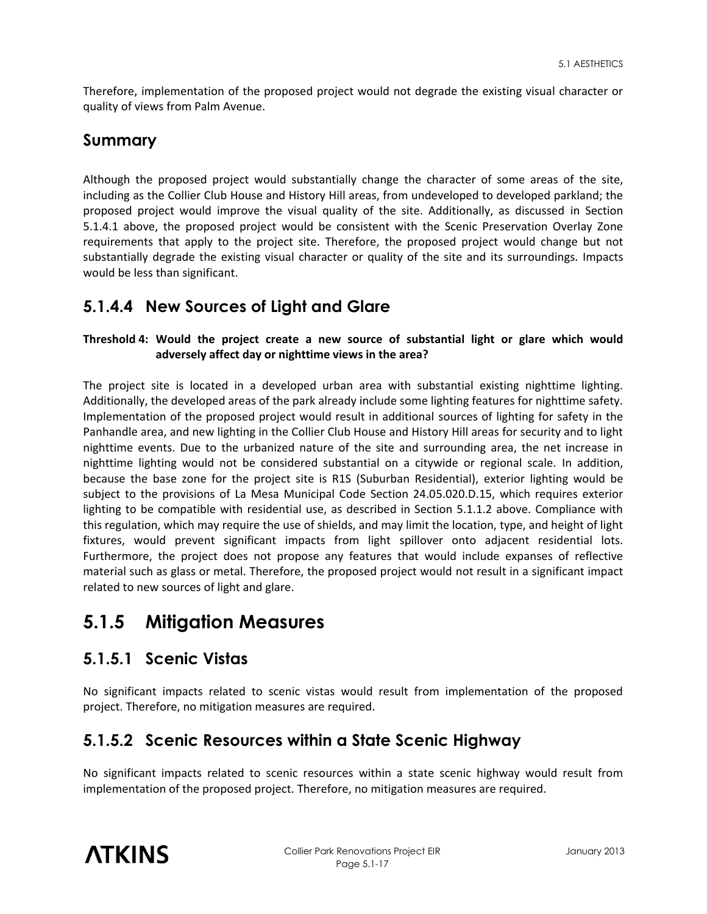Therefore, implementation of the proposed project would not degrade the existing visual character or quality of views from Palm Avenue.

### Summary

Although the proposed project would substantially change the character of some areas of the site, including as the Collier Club House and History Hill areas, from undeveloped to developed parkland; the proposed project would improve the visual quality of the site. Additionally, as discussed in Section 5.1.4.1 above, the proposed project would be consistent with the Scenic Preservation Overlay Zone requirements that apply to the project site. Therefore, the proposed project would change but not substantially degrade the existing visual character or quality of the site and its surroundings. Impacts would be less than significant.

### 5.1.4.4 New Sources of Light and Glare

**Threshold 4: Would the project create a new source of substantial light or glare which would adversely affect day or nighttime views in the area?**

The project site is located in a developed urban area with substantial existing nighttime lighting. Additionally, the developed areas of the park already include some lighting features for nighttime safety. Implementation of the proposed project would result in additional sources of lighting for safety in the Panhandle area, and new lighting in the Collier Club House and History Hill areas for security and to light nighttime events. Due to the urbanized nature of the site and surrounding area, the net increase in nighttime lighting would not be considered substantial on a citywide or regional scale. In addition, because the base zone for the project site is R1S (Suburban Residential), exterior lighting would be subject to the provisions of La Mesa Municipal Code Section 24.05.020.D.15, which requires exterior lighting to be compatible with residential use, as described in Section 5.1.1.2 above. Compliance with this regulation, which may require the use of shields, and may limit the location, type, and height of light fixtures, would prevent significant impacts from light spillover onto adjacent residential lots. Furthermore, the project does not propose any features that would include expanses of reflective material such as glass or metal. Therefore, the proposed project would not result in a significant impact related to new sources of light and glare.

## 5.1.5 Mitigation Measures

### 5.1.5.1 Scenic Vistas

No significant impacts related to scenic vistas would result from implementation of the proposed project. Therefore, no mitigation measures are required.

### 5.1.5.2 Scenic Resources within a State Scenic Highway

No significant impacts related to scenic resources within a state scenic highway would result from implementation of the proposed project. Therefore, no mitigation measures are required.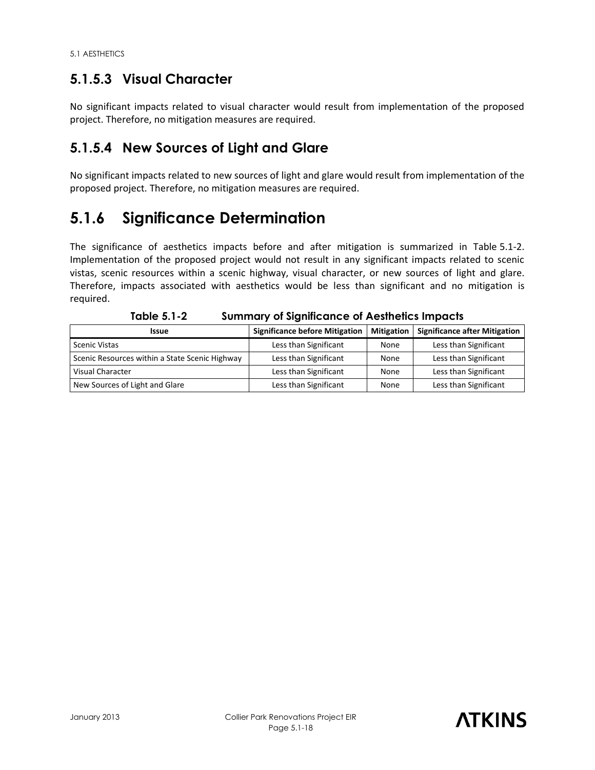### 5.1.5.3 Visual Character

No significant impacts related to visual character would result from implementation of the proposed project. Therefore, no mitigation measures are required.

### 5.1.5.4 New Sources of Light and Glare

No significant impacts related to new sources of light and glare would result from implementation of the proposed project. Therefore, no mitigation measures are required.

## 5.1.6 Significance Determination

The significance of aesthetics impacts before and after mitigation is summarized in Table 5.1-2. Implementation of the proposed project would not result in any significant impacts related to scenic vistas, scenic resources within a scenic highway, visual character, or new sources of light and glare. Therefore, impacts associated with aesthetics would be less than significant and no mitigation is required.

**Table 5.1-2 Summary of Significance of Aesthetics Impacts**

| Issue | Significance before Mitigation | Mitigation | Significance after Mitigation |
|---|---|---|---|
| Scenic Vistas | Less than Significant | None | Less than Significant |
| Scenic Resources within a State Scenic Highway | Less than Significant | None | Less than Significant |
| Visual Character | Less than Significant | None | Less than Significant |
| New Sources of Light and Glare | Less than Significant | None | Less than Significant |